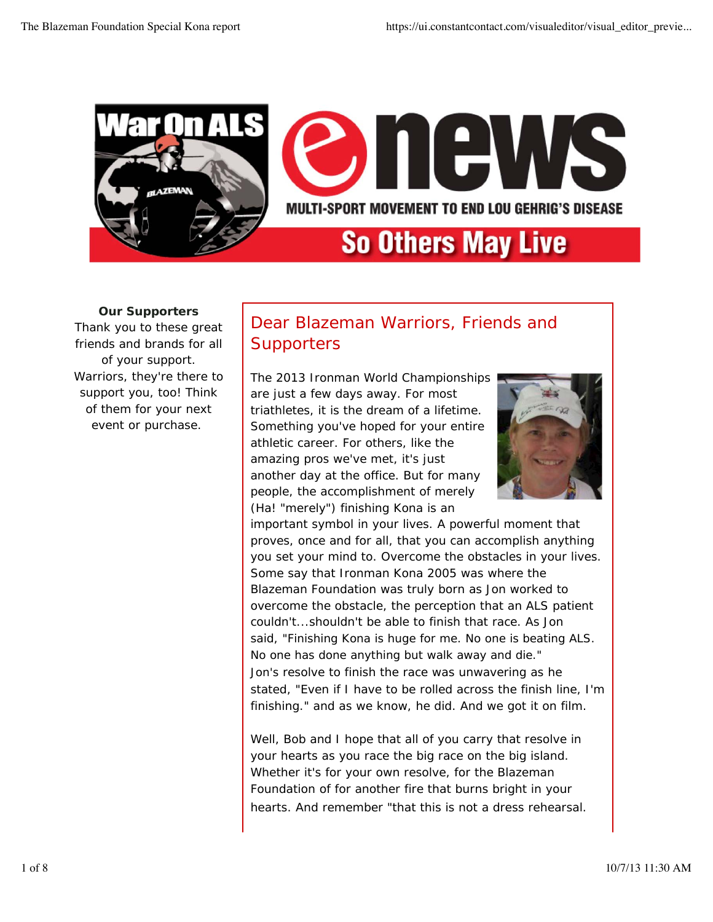# War On ALS enews

**MULTI-SPORT MOVEMENT TO END LOU GEHRIG'S DISEASE**

**So Others May Live**

**Our Supporters**

Thank you to these great friends and brands for all of your support. Warriors, they're there to support you, too! Think of them for your next event or purchase.

## Dear Blazeman Warriors, Friends and Supporters

The 2013 Ironman World Championships are just a few days away. For most triathletes, it is the dream of a lifetime. Something you've hoped for your entire athletic career. For others, like the amazing pros we've met, it's just another day at the office. But for many people, the accomplishment of merely (Ha! "merely") finishing Kona is an important symbol in your lives. A powerful moment that proves, once and for all, that you can accomplish anything you set your mind to. Overcome the obstacles in your lives. Some say that Ironman Kona 2005 was where the Blazeman Foundation was truly born as Jon worked to overcome the obstacle, the perception that an ALS patient couldn't...shouldn't be able to finish that race. As Jon said, "Finishing Kona is huge for me. No one is beating ALS. No one has done anything but walk away and die." Jon's resolve to finish the race was unwavering as he stated, "Even if I have to be rolled across the finish line, I'm finishing." and as we know, he did. And we got it on film.

Well, Bob and I hope that all of you carry that resolve in your hearts as you race the big race on the big island. Whether it's for your own resolve, for the Blazeman Foundation of for another fire that burns bright in your hearts. And remember "that this is not a dress rehearsal.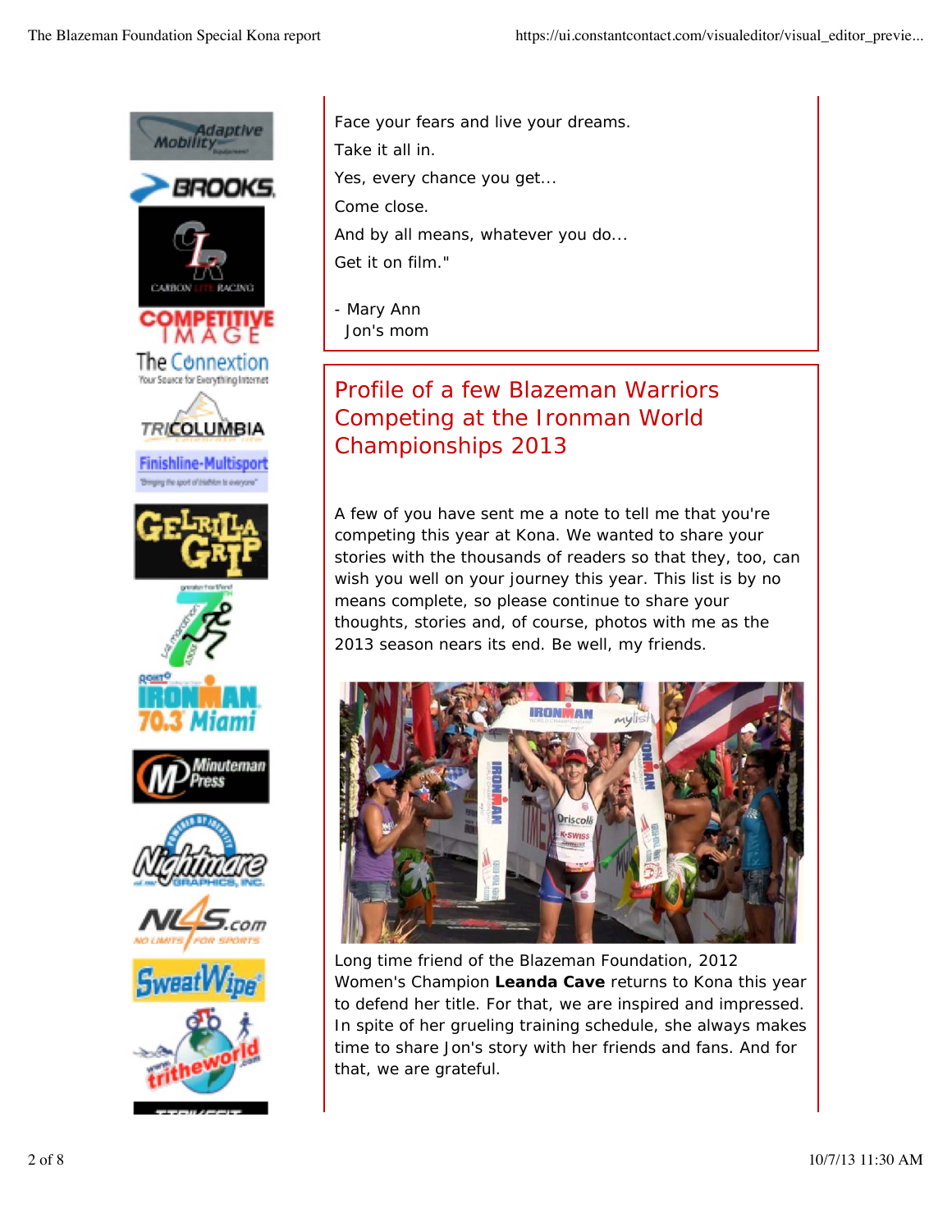Face your fears and live your dreams.

Take it all in.

Yes, every chance you get...

Come close.

And by all means, whatever you do...

Get it on film."

- Mary Ann
  Jon's mom

## Profile of a few Blazeman Warriors Competing at the Ironman World Championships 2013

A few of you have sent me a note to tell me that you're competing this year at Kona. We wanted to share your stories with the thousands of readers so that they, too, can wish you well on your journey this year. This list is by no means complete, so please continue to share your thoughts, stories and, of course, photos with me as the 2013 season nears its end. Be well, my friends.

Long time friend of the Blazeman Foundation, 2012 Women's Champion **Leanda Cave** returns to Kona this year to defend her title. For that, we are inspired and impressed. In spite of her grueling training schedule, she always makes time to share Jon's story with her friends and fans. And for that, we are grateful.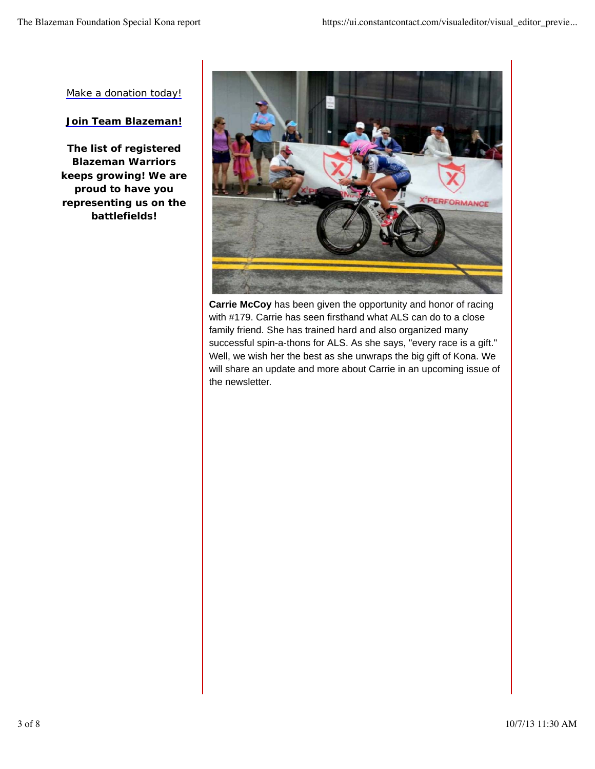Make a donation today!

**Join Team Blazeman!**

**The list of registered Blazeman Warriors keeps growing! We are proud to have you representing us on the battlefields!**

**Carrie McCoy** has been given the opportunity and honor of racing with #179. Carrie has seen firsthand what ALS can do to a close family friend. She has trained hard and also organized many successful spin-a-thons for ALS. As she says, "every race is a gift." Well, we wish her the best as she unwraps the big gift of Kona. We will share an update and more about Carrie in an upcoming issue of the newsletter.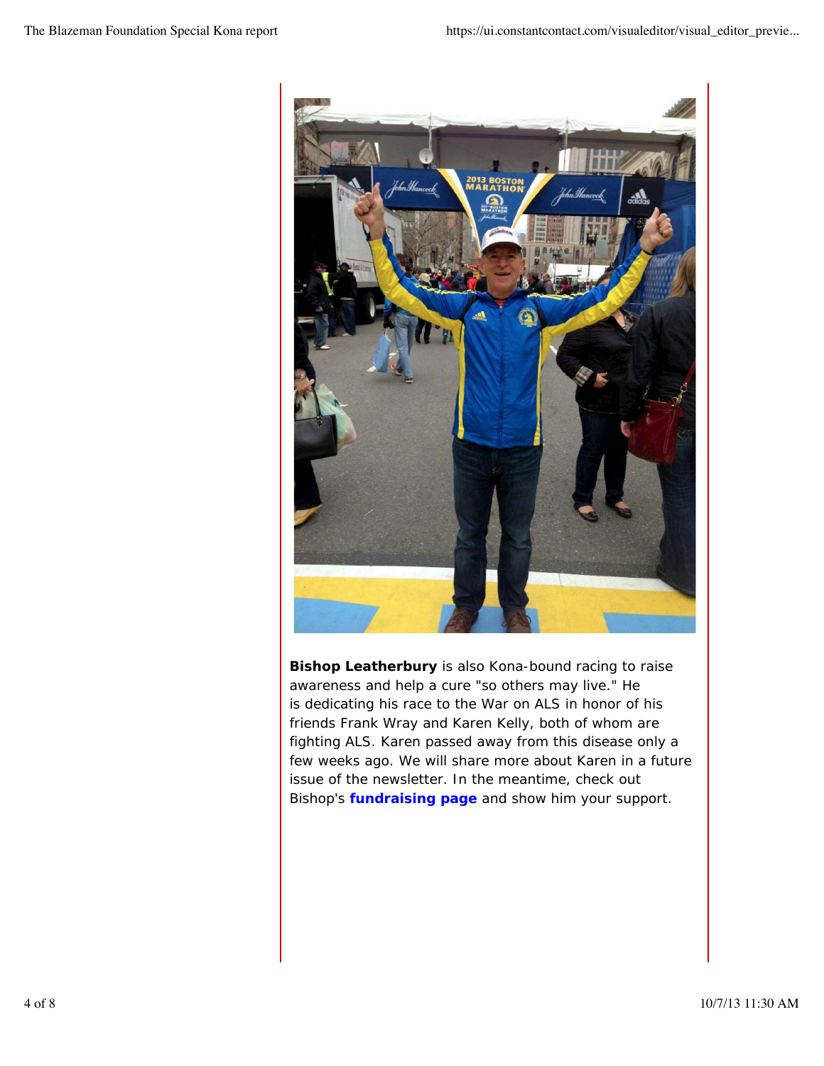**Bishop Leatherbury** is also Kona-bound racing to raise awareness and help a cure "so others may live." He is dedicating his race to the War on ALS in honor of his friends Frank Wray and Karen Kelly, both of whom are fighting ALS. Karen passed away from this disease only a few weeks ago. We will share more about Karen in a future issue of the newsletter. In the meantime, check out Bishop's **fundraising page** and show him your support.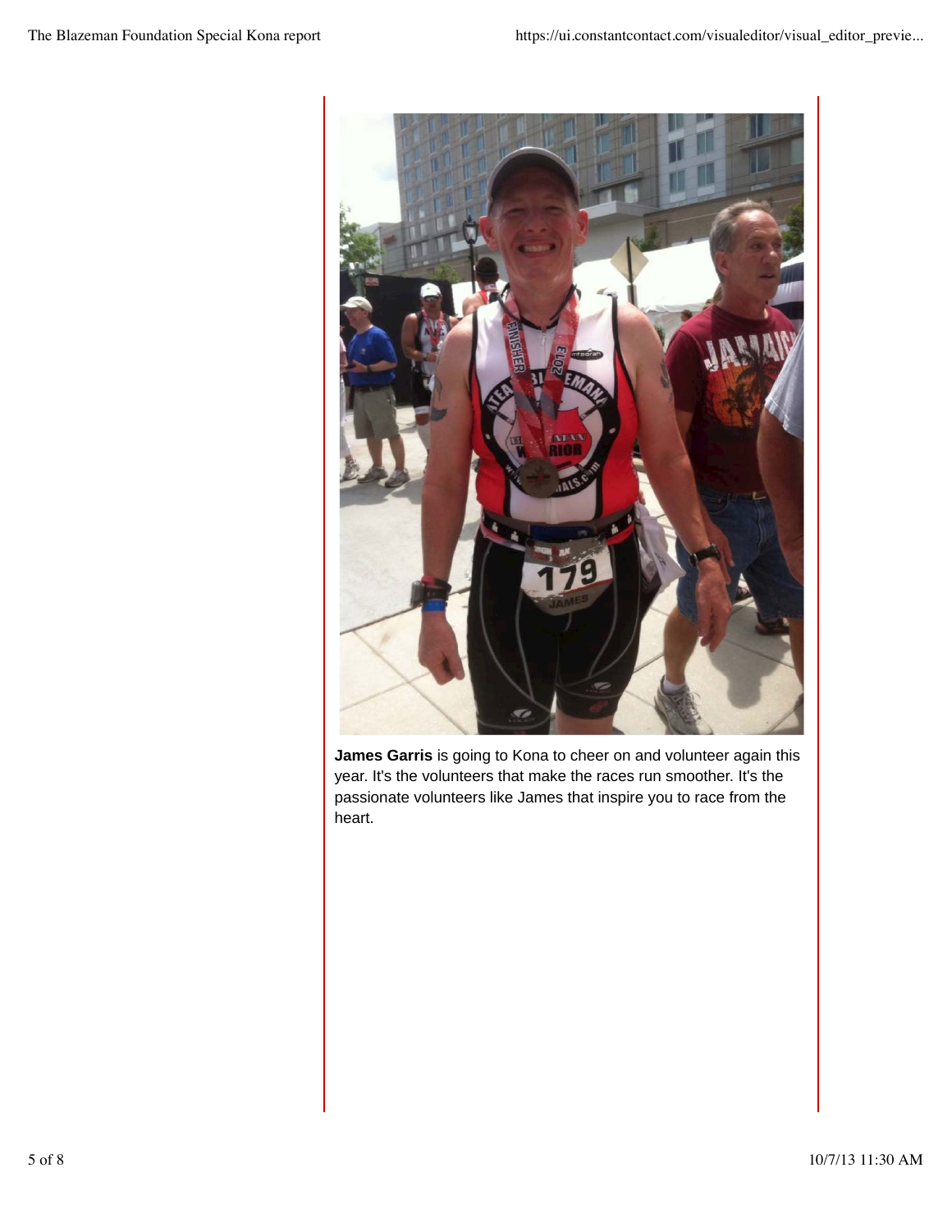**James Garris** is going to Kona to cheer on and volunteer again this year. It's the volunteers that make the races run smoother. It's the passionate volunteers like James that inspire you to race from the heart.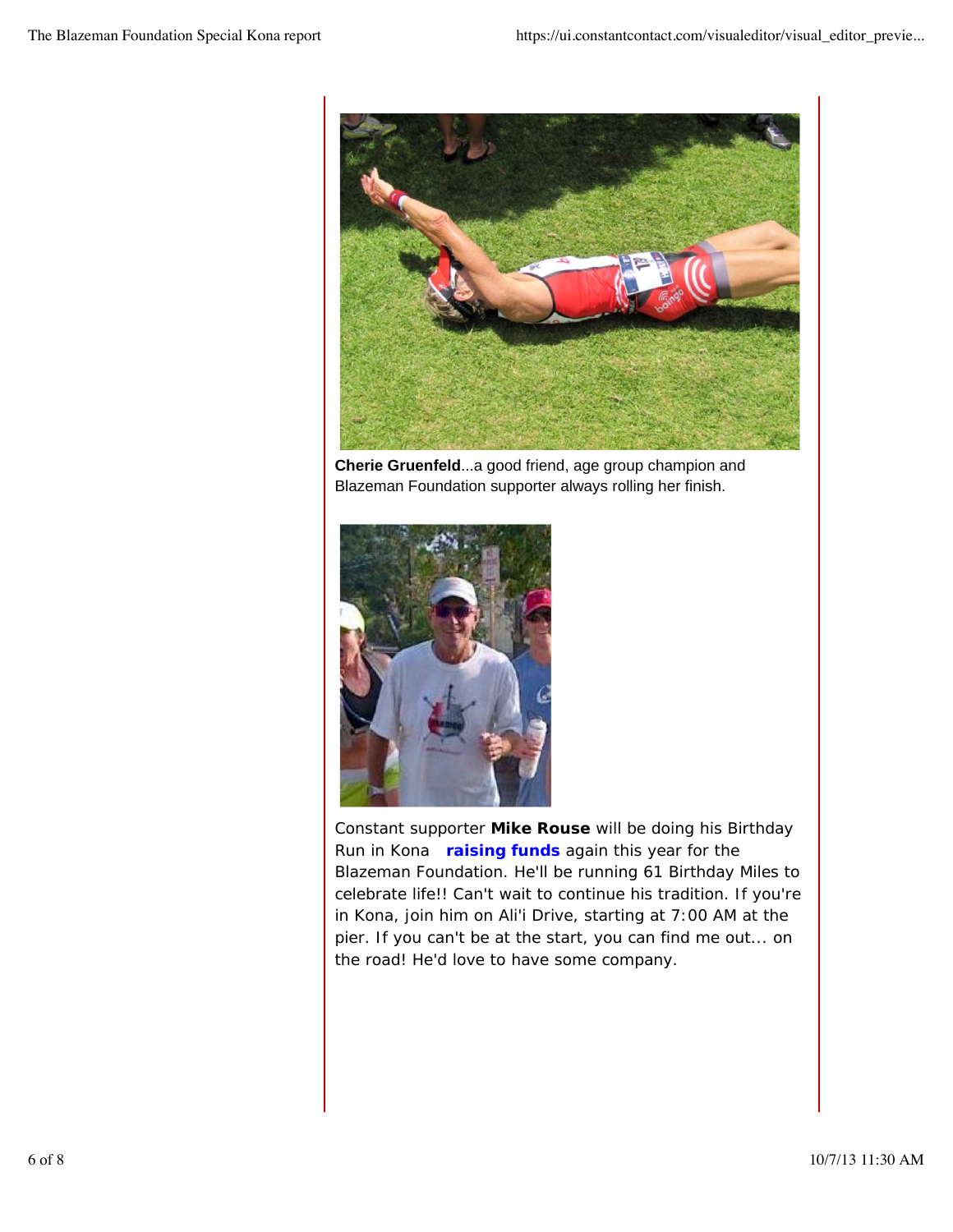**Cherie Gruenfeld**...a good friend, age group champion and Blazeman Foundation supporter always rolling her finish.

Constant supporter **Mike Rouse** will be doing his Birthday Run in Kona **raising funds** again this year for the Blazeman Foundation. He'll be running 61 Birthday Miles to celebrate life!! Can't wait to continue his tradition. If you're in Kona, join him on Ali'i Drive, starting at 7:00 AM at the pier. If you can't be at the start, you can find me out... on the road! He'd love to have some company.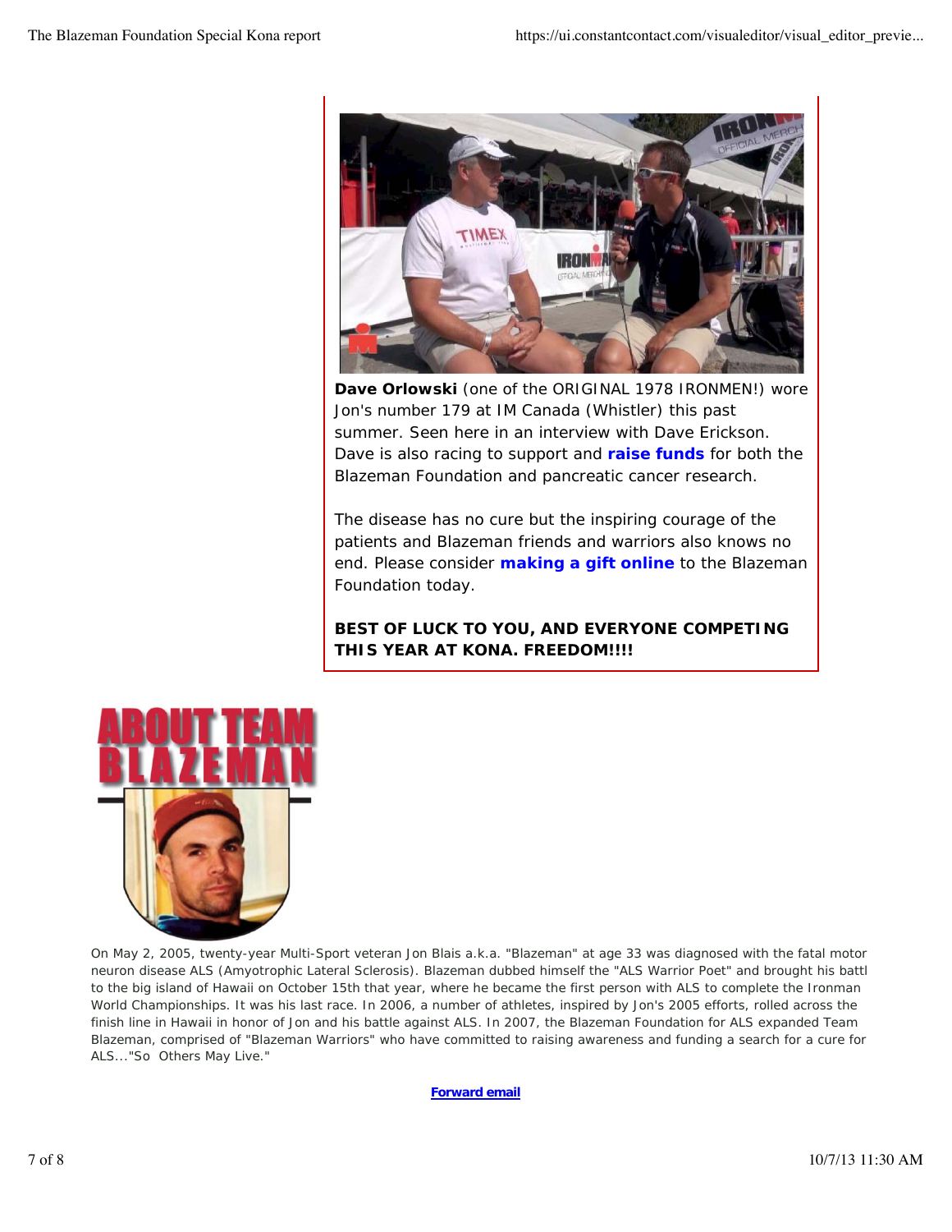**Dave Orlowski** (one of the ORIGINAL 1978 IRONMEN!) wore Jon's number 179 at IM Canada (Whistler) this past summer. Seen here in an interview with Dave Erickson. Dave is also racing to support and **raise funds** for both the Blazeman Foundation and pancreatic cancer research.

The disease has no cure but the inspiring courage of the patients and Blazeman friends and warriors also knows no end. Please consider **making a gift online** to the Blazeman Foundation today.

**BEST OF LUCK TO YOU, AND EVERYONE COMPETING THIS YEAR AT KONA. FREEDOM!!!!**

# ABOUT TEAM BLAZEMAN

On May 2, 2005, twenty-year Multi-Sport veteran Jon Blais a.k.a. "Blazeman" at age 33 was diagnosed with the fatal motor neuron disease ALS (Amyotrophic Lateral Sclerosis). Blazeman dubbed himself the "ALS Warrior Poet" and brought his battl to the big island of Hawaii on October 15th that year, where he became the first person with ALS to complete the Ironman World Championships. It was his last race. In 2006, a number of athletes, inspired by Jon's 2005 efforts, rolled across the finish line in Hawaii in honor of Jon and his battle against ALS. In 2007, the Blazeman Foundation for ALS expanded Team Blazeman, comprised of "Blazeman Warriors" who have committed to raising awareness and funding a search for a cure for ALS..."So Others May Live."

**Forward email**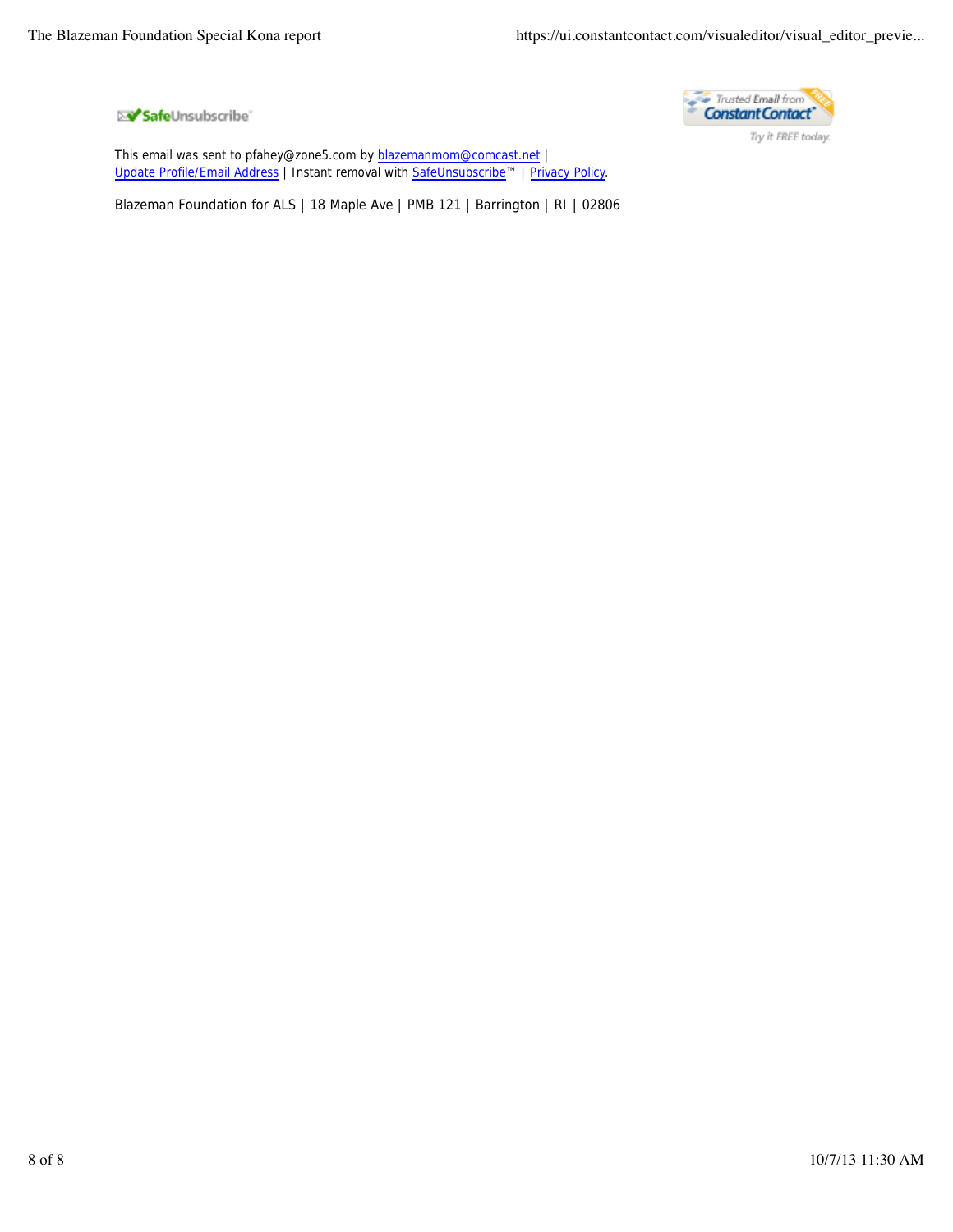SafeUnsubscribe

Trusted Email from Constant Contact

Try it FREE today.

This email was sent to pfahey@zone5.com by blazemanmom@comcast.net | Update Profile/Email Address | Instant removal with SafeUnsubscribe™ | Privacy Policy.

Blazeman Foundation for ALS | 18 Maple Ave | PMB 121 | Barrington | RI | 02806